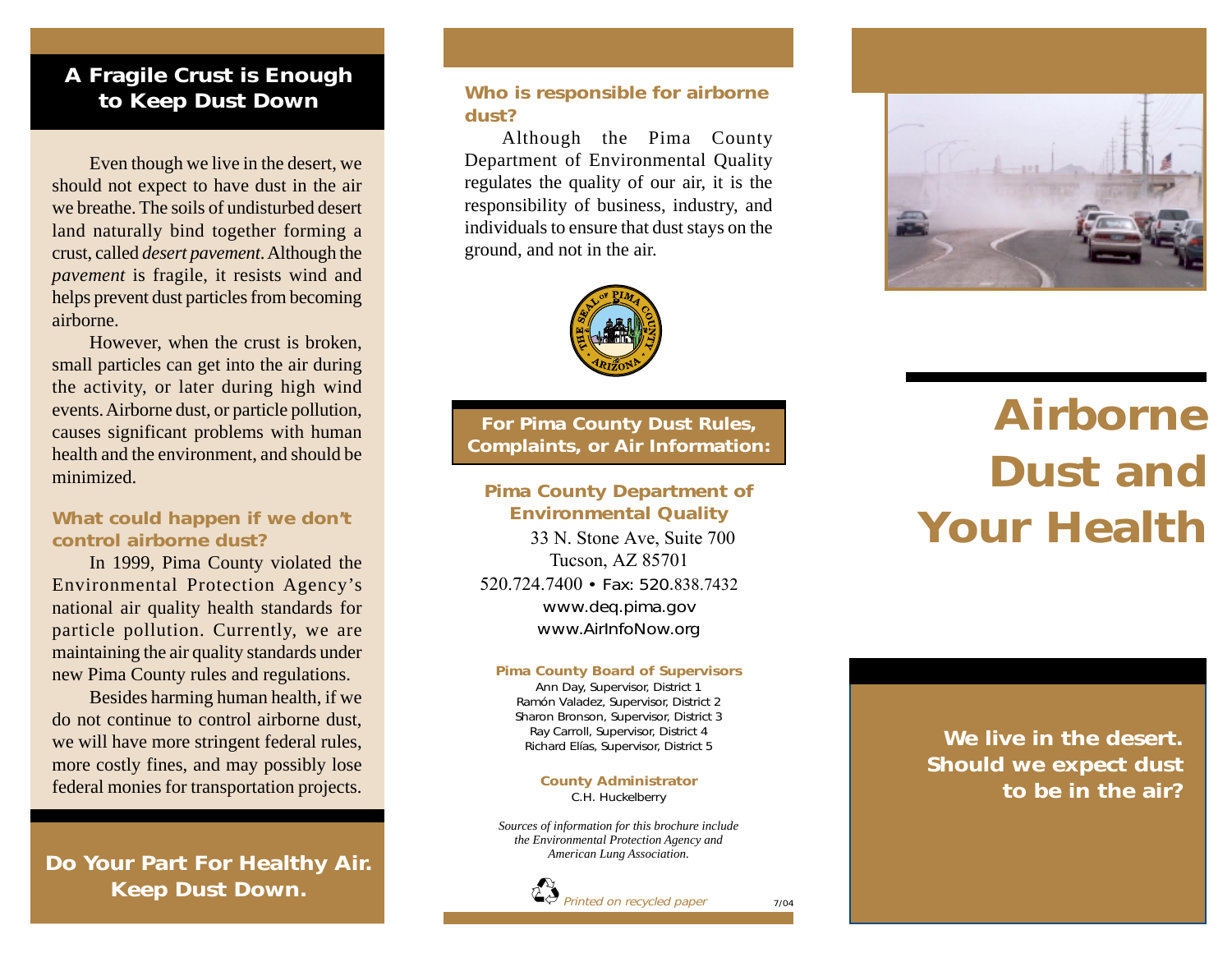## A Fragile Crust is Enough to Keep Dust Down

Even though we live in the desert, we should not expect to have dust in the air we breathe. The soils of undisturbed desert land naturally bind together forming a crust, called *desert pavement*. Although the *pavement* is fragile, it resists wind and helps prevent dust particles from becoming airborne.

However, when the crust is broken, small particles can get into the air during the activity, or later during high wind events. Airborne dust, or particle pollution, causes significant problems with human health and the environment, and should be minimized.

### What could happen if we don't control airborne dust?

In 1999, Pima County violated the Environmental Protection Agency's national air quality health standards for particle pollution. Currently, we are maintaining the air quality standards under new Pima County rules and regulations.

Besides harming human health, if we do not continue to control airborne dust, we will have more stringent federal rules, more costly fines, and may possibly lose federal monies for transportation projects.

**Do Your Part For Healthy Air. Keep Dust Down.**

### Who is responsible for airborne dust?

Although the Pima County Department of Environmental Quality regulates the quality of our air, it is the responsibility of business, industry, and individuals to ensure that dust stays on the ground, and not in the air.

THE SEAL OF PIMA COUNTY ARIZONA

### For Pima County Dust Rules, Complaints, or Air Information:

**Pima County Department of Environmental Quality**
33 N. Stone Ave, Suite 700
Tucson, AZ 85701
520.724.7400 • Fax: 520.838.7432
www.deq.pima.gov
www.AirInfoNow.org

**Pima County Board of Supervisors**
Ann Day, Supervisor, District 1
Ramón Valadez, Supervisor, District 2
Sharon Bronson, Supervisor, District 3
Ray Carroll, Supervisor, District 4
Richard Elías, Supervisor, District 5

**County Administrator**
C.H. Huckelberry

*Sources of information for this brochure include the Environmental Protection Agency and American Lung Association.*

*Printed on recycled paper*

7/04

# Airborne Dust and Your Health

**We live in the desert. Should we expect dust to be in the air?**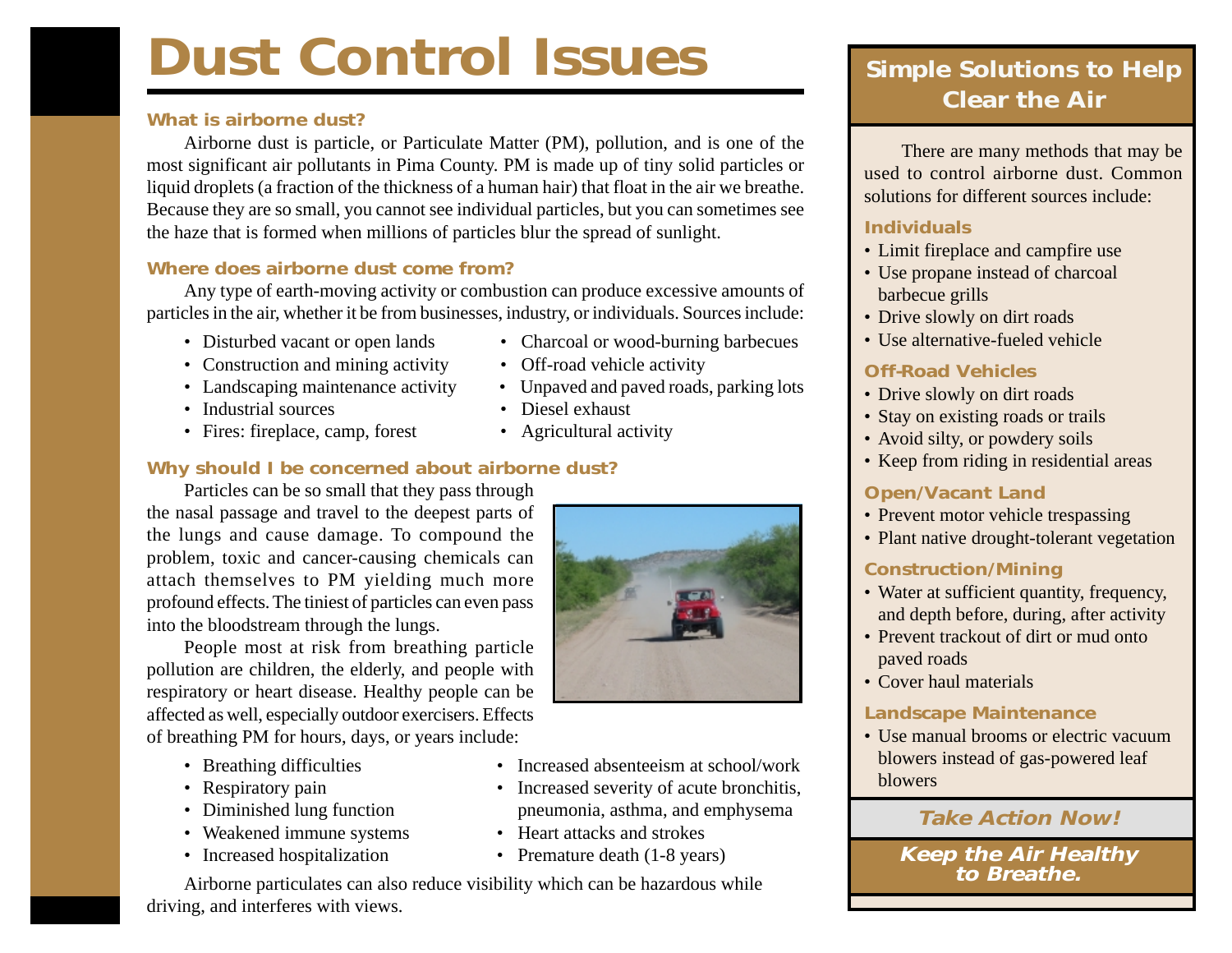# Dust Control Issues

### What is airborne dust?

Airborne dust is particle, or Particulate Matter (PM), pollution, and is one of the most significant air pollutants in Pima County. PM is made up of tiny solid particles or liquid droplets (a fraction of the thickness of a human hair) that float in the air we breathe. Because they are so small, you cannot see individual particles, but you can sometimes see the haze that is formed when millions of particles blur the spread of sunlight.

### Where does airborne dust come from?

Any type of earth-moving activity or combustion can produce excessive amounts of particles in the air, whether it be from businesses, industry, or individuals. Sources include:

- Disturbed vacant or open lands
- Construction and mining activity
- Landscaping maintenance activity
- Industrial sources
- Fires: fireplace, camp, forest
- Charcoal or wood-burning barbecues
- Off-road vehicle activity
- Unpaved and paved roads, parking lots
- Diesel exhaust
- Agricultural activity

### Why should I be concerned about airborne dust?

Particles can be so small that they pass through the nasal passage and travel to the deepest parts of the lungs and cause damage. To compound the problem, toxic and cancer-causing chemicals can attach themselves to PM yielding much more profound effects. The tiniest of particles can even pass into the bloodstream through the lungs.

People most at risk from breathing particle pollution are children, the elderly, and people with respiratory or heart disease. Healthy people can be affected as well, especially outdoor exercisers. Effects of breathing PM for hours, days, or years include:

- Breathing difficulties
- Respiratory pain
- Diminished lung function
- Weakened immune systems
- Increased hospitalization
- Increased absenteeism at school/work
- Increased severity of acute bronchitis, pneumonia, asthma, and emphysema
- Heart attacks and strokes
- Premature death (1-8 years)

Airborne particulates can also reduce visibility which can be hazardous while driving, and interferes with views.

## Simple Solutions to Help Clear the Air

There are many methods that may be used to control airborne dust. Common solutions for different sources include:

### Individuals

- Limit fireplace and campfire use
- Use propane instead of charcoal barbecue grills
- Drive slowly on dirt roads
- Use alternative-fueled vehicle

### Off-Road Vehicles

- Drive slowly on dirt roads
- Stay on existing roads or trails
- Avoid silty, or powdery soils
- Keep from riding in residential areas

### Open/Vacant Land

- Prevent motor vehicle trespassing
- Plant native drought-tolerant vegetation

### Construction/Mining

- Water at sufficient quantity, frequency, and depth before, during, after activity
- Prevent trackout of dirt or mud onto paved roads
- Cover haul materials

### Landscape Maintenance

- Use manual brooms or electric vacuum blowers instead of gas-powered leaf blowers

***Take Action Now!***

***Keep the Air Healthy to Breathe.***